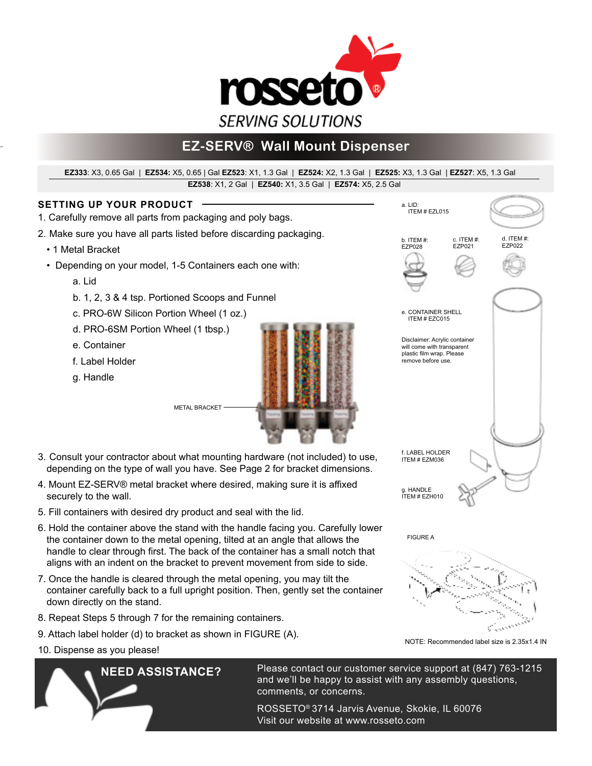# rosseto® SERVING SOLUTIONS

## EZ-SERV® Wall Mount Dispenser

**EZ333**: X3, 0.65 Gal | **EZ534:** X5, 0.65 | Gal **EZ523**: X1, 1.3 Gal | **EZ524:** X2, 1.3 Gal | **EZ525:** X3, 1.3 Gal | **EZ527**: X5, 1.3 Gal
**EZ538**: X1, 2 Gal | **EZ540:** X1, 3.5 Gal | **EZ574:** X5, 2.5 Gal

### SETTING UP YOUR PRODUCT

1. Carefully remove all parts from packaging and poly bags.
2. Make sure you have all parts listed before discarding packaging.
   - 1 Metal Bracket
   - Depending on your model, 1-5 Containers each one with:
     - a. Lid
     - b. 1, 2, 3 & 4 tsp. Portioned Scoops and Funnel
     - c. PRO-6W Silicon Portion Wheel (1 oz.)
     - d. PRO-6SM Portion Wheel (1 tbsp.)
     - e. Container
     - f. Label Holder
     - g. Handle

METAL BRACKET

3. Consult your contractor about what mounting hardware (not included) to use, depending on the type of wall you have. See Page 2 for bracket dimensions.
4. Mount EZ-SERV® metal bracket where desired, making sure it is affixed securely to the wall.
5. Fill containers with desired dry product and seal with the lid.
6. Hold the container above the stand with the handle facing you. Carefully lower the container down to the metal opening, tilted at an angle that allows the handle to clear through first. The back of the container has a small notch that aligns with an indent on the bracket to prevent movement from side to side.
7. Once the handle is cleared through the metal opening, you may tilt the container carefully back to a full upright position. Then, gently set the container down directly on the stand.
8. Repeat Steps 5 through 7 for the remaining containers.
9. Attach label holder (d) to bracket as shown in FIGURE (A).
10. Dispense as you please!

a. LID:
ITEM # EZL015

b. ITEM #:
EZP028

c. ITEM #:
EZP021

d. ITEM #:
EZP022

e. CONTAINER SHELL
ITEM # EZC015

Disclaimer: Acrylic container will come with transparent plastic film wrap. Please remove before use.

f. LABEL HOLDER
ITEM # EZM036

g. HANDLE
ITEM # EZH010

FIGURE A

NOTE: Recommended label size is 2.35x1.4 IN

### NEED ASSISTANCE?

Please contact our customer service support at (847) 763-1215 and we'll be happy to assist with any assembly questions, comments, or concerns.

ROSSETO® 3714 Jarvis Avenue, Skokie, IL 60076
Visit our website at www.rosseto.com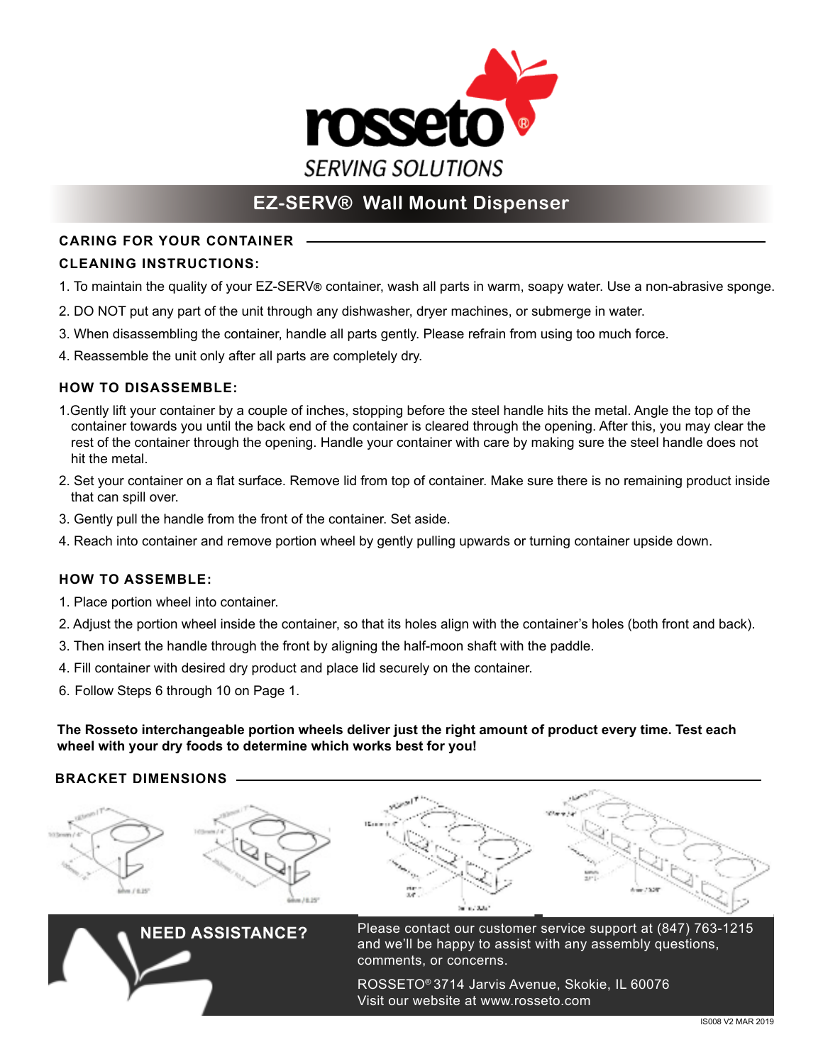# rosseto

SERVING SOLUTIONS

## EZ-SERV® Wall Mount Dispenser

### CARING FOR YOUR CONTAINER

### CLEANING INSTRUCTIONS:

1. To maintain the quality of your EZ-SERV® container, wash all parts in warm, soapy water. Use a non-abrasive sponge.
2. DO NOT put any part of the unit through any dishwasher, dryer machines, or submerge in water.
3. When disassembling the container, handle all parts gently. Please refrain from using too much force.
4. Reassemble the unit only after all parts are completely dry.

### HOW TO DISASSEMBLE:

1. Gently lift your container by a couple of inches, stopping before the steel handle hits the metal. Angle the top of the container towards you until the back end of the container is cleared through the opening. After this, you may clear the rest of the container through the opening. Handle your container with care by making sure the steel handle does not hit the metal.
2. Set your container on a flat surface. Remove lid from top of container. Make sure there is no remaining product inside that can spill over.
3. Gently pull the handle from the front of the container. Set aside.
4. Reach into container and remove portion wheel by gently pulling upwards or turning container upside down.

### HOW TO ASSEMBLE:

1. Place portion wheel into container.
2. Adjust the portion wheel inside the container, so that its holes align with the container's holes (both front and back).
3. Then insert the handle through the front by aligning the half-moon shaft with the paddle.
4. Fill container with desired dry product and place lid securely on the container.

6. Follow Steps 6 through 10 on Page 1.

**The Rosseto interchangeable portion wheels deliver just the right amount of product every time. Test each wheel with your dry foods to determine which works best for you!**

### BRACKET DIMENSIONS

### NEED ASSISTANCE?

Please contact our customer service support at (847) 763-1215 and we'll be happy to assist with any assembly questions, comments, or concerns.

ROSSETO® 3714 Jarvis Avenue, Skokie, IL 60076
Visit our website at www.rosseto.com

IS008 V2 MAR 2019